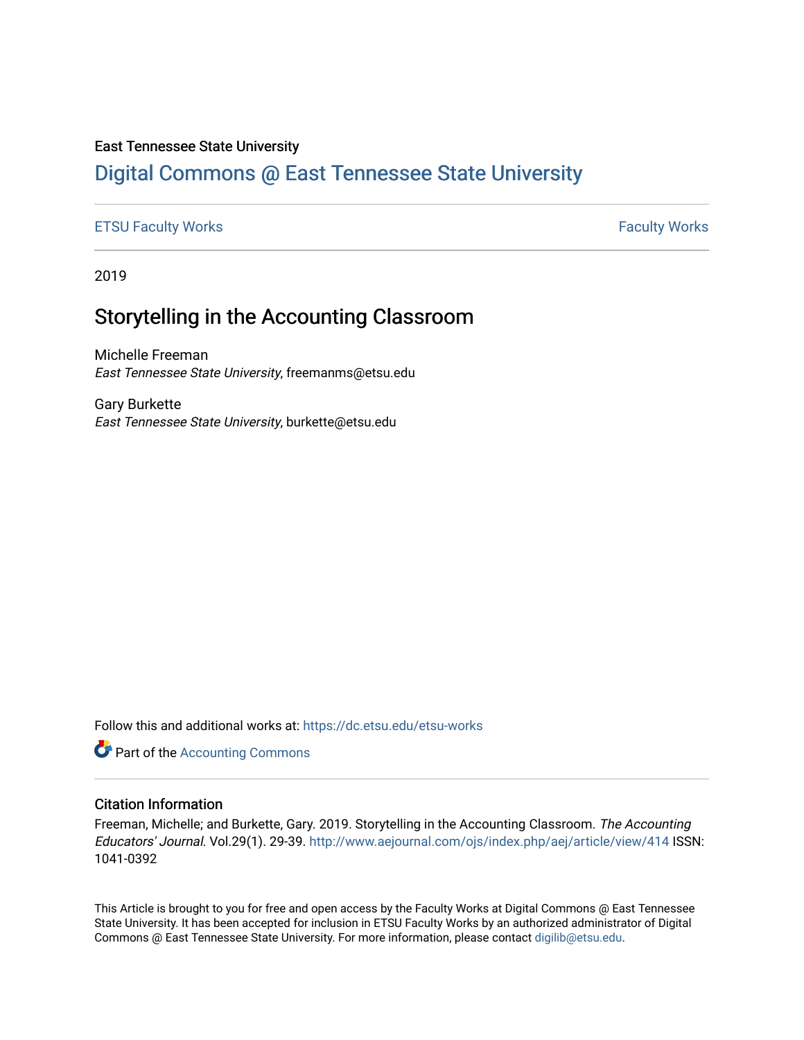East Tennessee State University

# Digital Commons @ East Tennessee State University

ETSU Faculty Works | Faculty Works

2019

## Storytelling in the Accounting Classroom

Michelle Freeman
*East Tennessee State University*, freemanms@etsu.edu

Gary Burkette
*East Tennessee State University*, burkette@etsu.edu

Follow this and additional works at: https://dc.etsu.edu/etsu-works

Part of the Accounting Commons

### Citation Information

Freeman, Michelle; and Burkette, Gary. 2019. Storytelling in the Accounting Classroom. *The Accounting Educators' Journal*. Vol.29(1). 29-39. http://www.aejournal.com/ojs/index.php/aej/article/view/414 ISSN: 1041-0392

This Article is brought to you for free and open access by the Faculty Works at Digital Commons @ East Tennessee State University. It has been accepted for inclusion in ETSU Faculty Works by an authorized administrator of Digital Commons @ East Tennessee State University. For more information, please contact digilib@etsu.edu.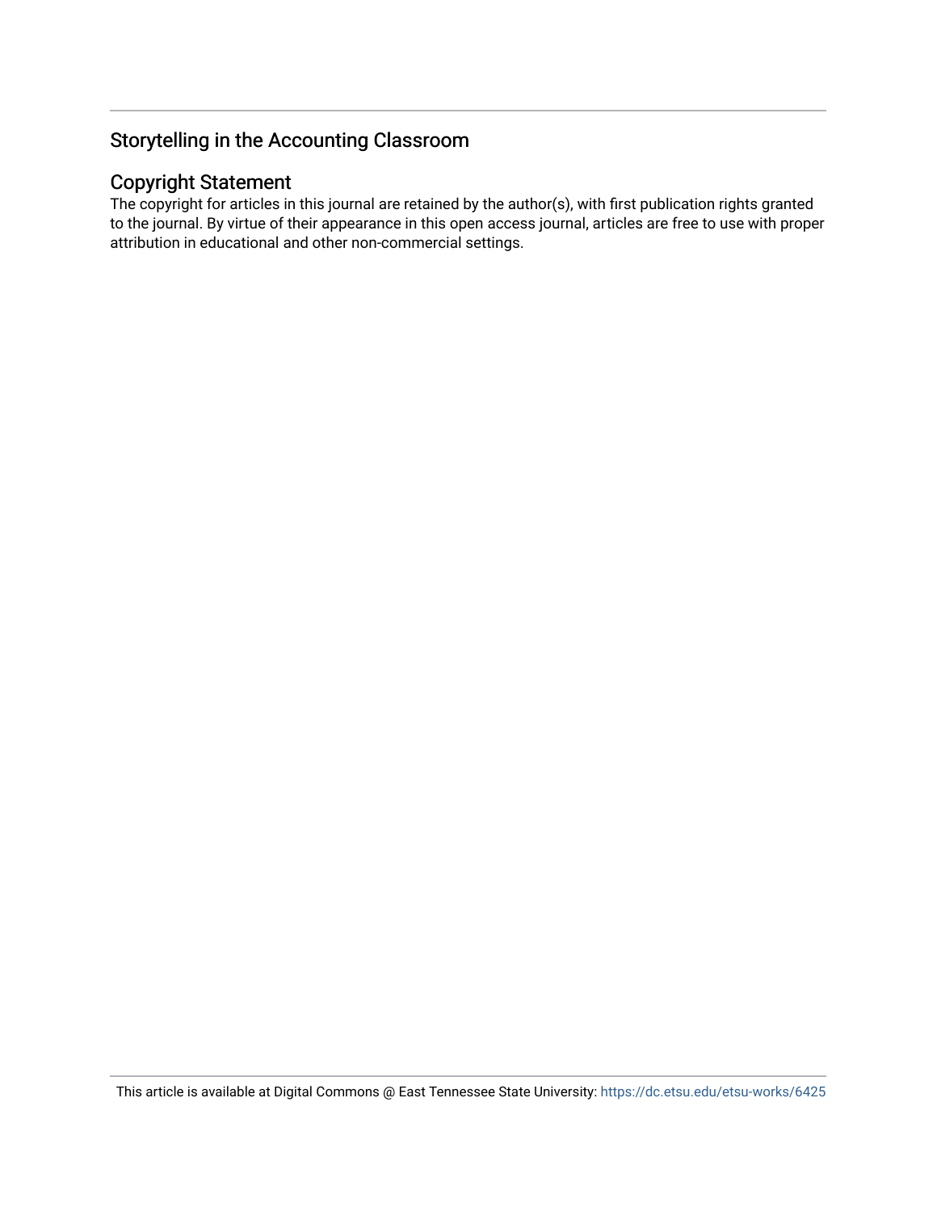## Storytelling in the Accounting Classroom

## Copyright Statement

The copyright for articles in this journal are retained by the author(s), with first publication rights granted to the journal. By virtue of their appearance in this open access journal, articles are free to use with proper attribution in educational and other non-commercial settings.

This article is available at Digital Commons @ East Tennessee State University: https://dc.etsu.edu/etsu-works/6425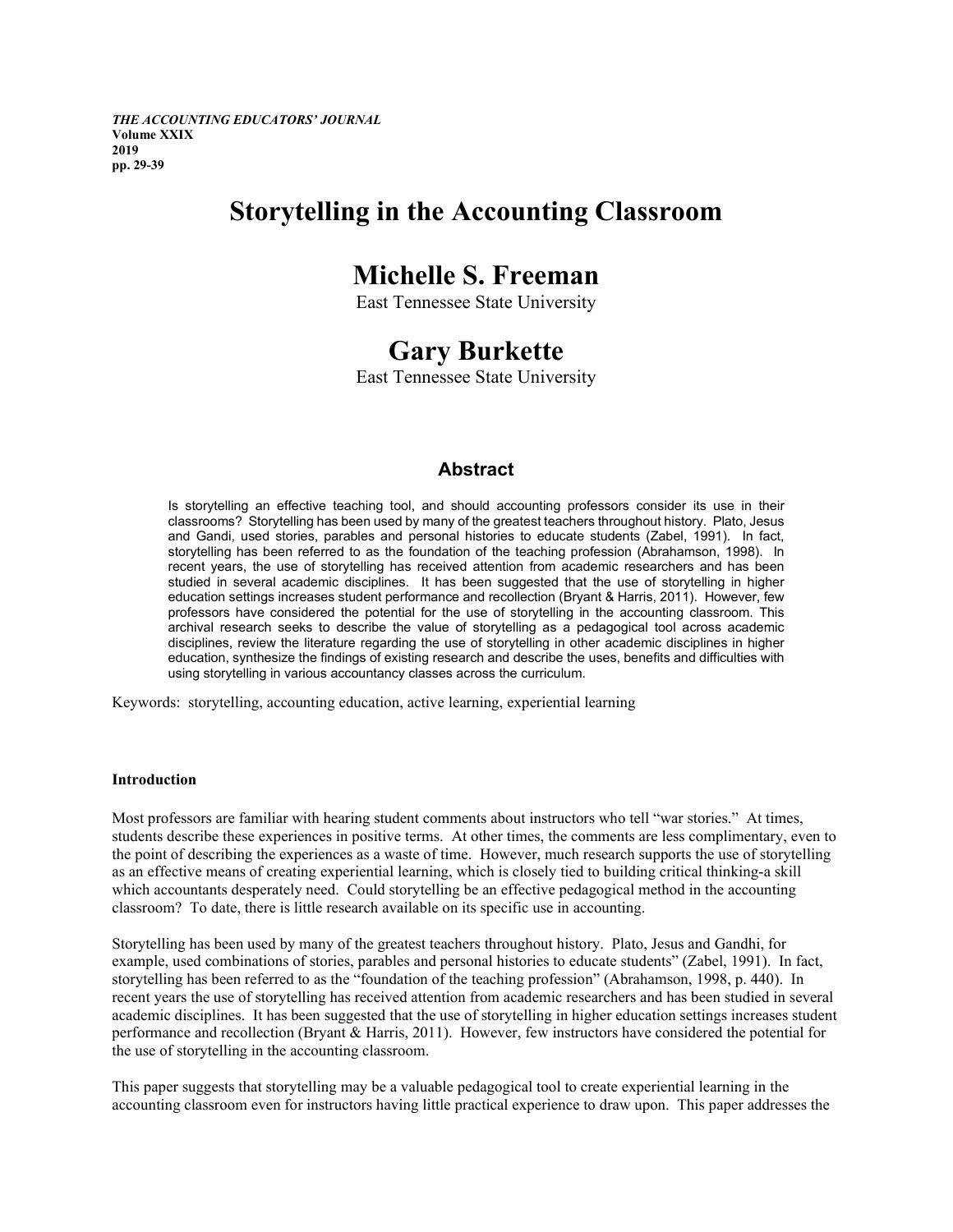*THE ACCOUNTING EDUCATORS' JOURNAL*
**Volume XXIX**
**2019**
**pp. 29-39**

# Storytelling in the Accounting Classroom

## Michelle S. Freeman

East Tennessee State University

## Gary Burkette

East Tennessee State University

### Abstract

Is storytelling an effective teaching tool, and should accounting professors consider its use in their classrooms? Storytelling has been used by many of the greatest teachers throughout history. Plato, Jesus and Gandi, used stories, parables and personal histories to educate students (Zabel, 1991). In fact, storytelling has been referred to as the foundation of the teaching profession (Abrahamson, 1998). In recent years, the use of storytelling has received attention from academic researchers and has been studied in several academic disciplines. It has been suggested that the use of storytelling in higher education settings increases student performance and recollection (Bryant & Harris, 2011). However, few professors have considered the potential for the use of storytelling in the accounting classroom. This archival research seeks to describe the value of storytelling as a pedagogical tool across academic disciplines, review the literature regarding the use of storytelling in other academic disciplines in higher education, synthesize the findings of existing research and describe the uses, benefits and difficulties with using storytelling in various accountancy classes across the curriculum.

Keywords: storytelling, accounting education, active learning, experiential learning

**Introduction**

Most professors are familiar with hearing student comments about instructors who tell "war stories." At times, students describe these experiences in positive terms. At other times, the comments are less complimentary, even to the point of describing the experiences as a waste of time. However, much research supports the use of storytelling as an effective means of creating experiential learning, which is closely tied to building critical thinking-a skill which accountants desperately need. Could storytelling be an effective pedagogical method in the accounting classroom? To date, there is little research available on its specific use in accounting.

Storytelling has been used by many of the greatest teachers throughout history. Plato, Jesus and Gandhi, for example, used combinations of stories, parables and personal histories to educate students" (Zabel, 1991). In fact, storytelling has been referred to as the "foundation of the teaching profession" (Abrahamson, 1998, p. 440). In recent years the use of storytelling has received attention from academic researchers and has been studied in several academic disciplines. It has been suggested that the use of storytelling in higher education settings increases student performance and recollection (Bryant & Harris, 2011). However, few instructors have considered the potential for the use of storytelling in the accounting classroom.

This paper suggests that storytelling may be a valuable pedagogical tool to create experiential learning in the accounting classroom even for instructors having little practical experience to draw upon. This paper addresses the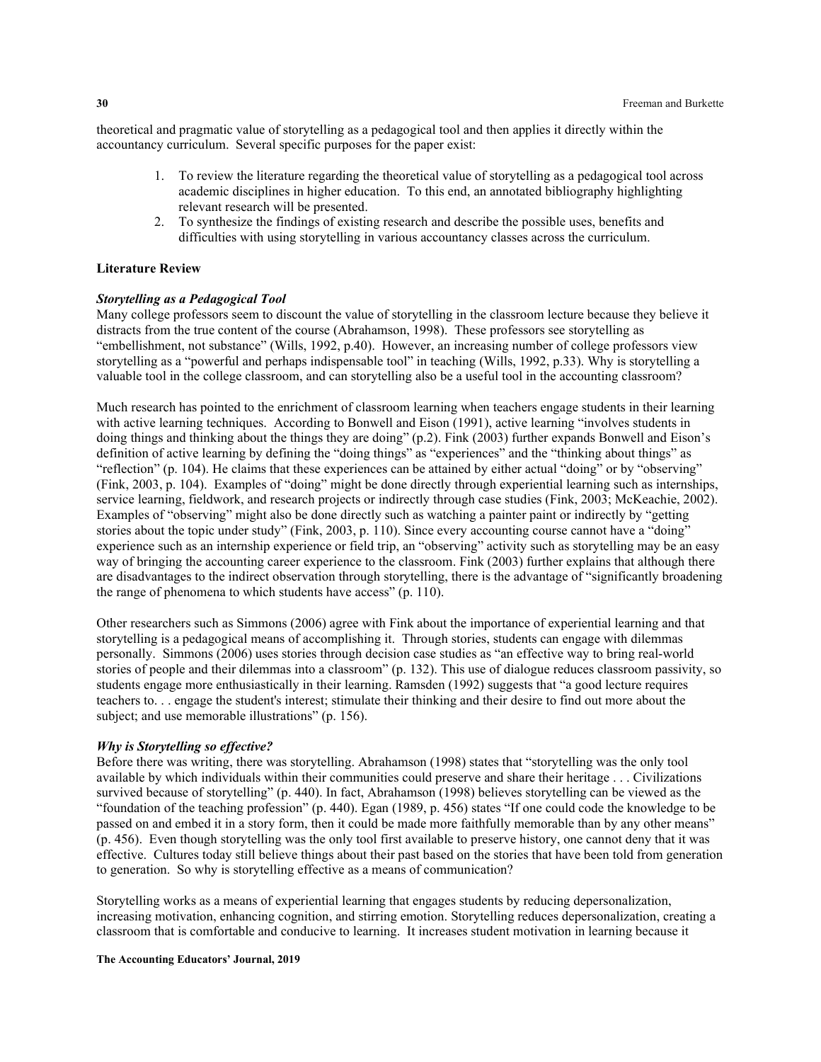theoretical and pragmatic value of storytelling as a pedagogical tool and then applies it directly within the accountancy curriculum. Several specific purposes for the paper exist:

1. To review the literature regarding the theoretical value of storytelling as a pedagogical tool across academic disciplines in higher education. To this end, an annotated bibliography highlighting relevant research will be presented.
2. To synthesize the findings of existing research and describe the possible uses, benefits and difficulties with using storytelling in various accountancy classes across the curriculum.

## Literature Review

### *Storytelling as a Pedagogical Tool*

Many college professors seem to discount the value of storytelling in the classroom lecture because they believe it distracts from the true content of the course (Abrahamson, 1998). These professors see storytelling as "embellishment, not substance" (Wills, 1992, p.40). However, an increasing number of college professors view storytelling as a "powerful and perhaps indispensable tool" in teaching (Wills, 1992, p.33). Why is storytelling a valuable tool in the college classroom, and can storytelling also be a useful tool in the accounting classroom?

Much research has pointed to the enrichment of classroom learning when teachers engage students in their learning with active learning techniques. According to Bonwell and Eison (1991), active learning "involves students in doing things and thinking about the things they are doing" (p.2). Fink (2003) further expands Bonwell and Eison's definition of active learning by defining the "doing things" as "experiences" and the "thinking about things" as "reflection" (p. 104). He claims that these experiences can be attained by either actual "doing" or by "observing" (Fink, 2003, p. 104). Examples of "doing" might be done directly through experiential learning such as internships, service learning, fieldwork, and research projects or indirectly through case studies (Fink, 2003; McKeachie, 2002). Examples of "observing" might also be done directly such as watching a painter paint or indirectly by "getting stories about the topic under study" (Fink, 2003, p. 110). Since every accounting course cannot have a "doing" experience such as an internship experience or field trip, an "observing" activity such as storytelling may be an easy way of bringing the accounting career experience to the classroom. Fink (2003) further explains that although there are disadvantages to the indirect observation through storytelling, there is the advantage of "significantly broadening the range of phenomena to which students have access" (p. 110).

Other researchers such as Simmons (2006) agree with Fink about the importance of experiential learning and that storytelling is a pedagogical means of accomplishing it. Through stories, students can engage with dilemmas personally. Simmons (2006) uses stories through decision case studies as "an effective way to bring real-world stories of people and their dilemmas into a classroom" (p. 132). This use of dialogue reduces classroom passivity, so students engage more enthusiastically in their learning. Ramsden (1992) suggests that "a good lecture requires teachers to. . . engage the student's interest; stimulate their thinking and their desire to find out more about the subject; and use memorable illustrations" (p. 156).

### *Why is Storytelling so effective?*

Before there was writing, there was storytelling. Abrahamson (1998) states that "storytelling was the only tool available by which individuals within their communities could preserve and share their heritage . . . Civilizations survived because of storytelling" (p. 440). In fact, Abrahamson (1998) believes storytelling can be viewed as the "foundation of the teaching profession" (p. 440). Egan (1989, p. 456) states "If one could code the knowledge to be passed on and embed it in a story form, then it could be made more faithfully memorable than by any other means" (p. 456). Even though storytelling was the only tool first available to preserve history, one cannot deny that it was effective. Cultures today still believe things about their past based on the stories that have been told from generation to generation. So why is storytelling effective as a means of communication?

Storytelling works as a means of experiential learning that engages students by reducing depersonalization, increasing motivation, enhancing cognition, and stirring emotion. Storytelling reduces depersonalization, creating a classroom that is comfortable and conducive to learning. It increases student motivation in learning because it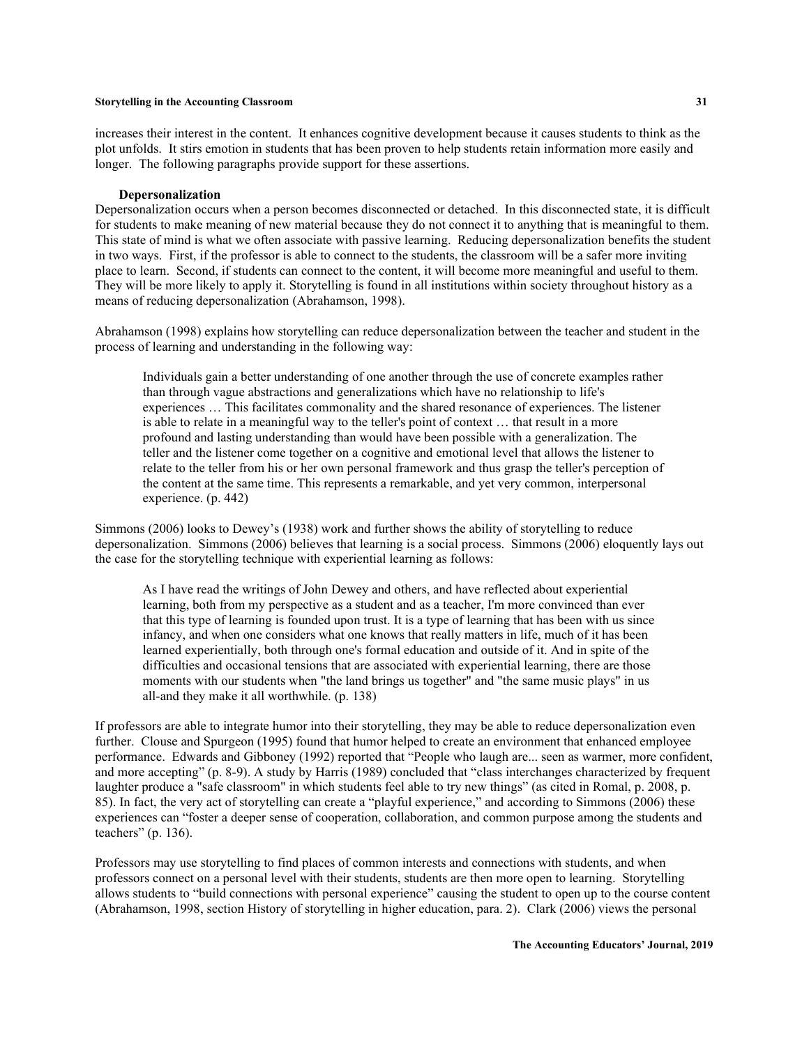increases their interest in the content. It enhances cognitive development because it causes students to think as the plot unfolds. It stirs emotion in students that has been proven to help students retain information more easily and longer. The following paragraphs provide support for these assertions.

### Depersonalization

Depersonalization occurs when a person becomes disconnected or detached. In this disconnected state, it is difficult for students to make meaning of new material because they do not connect it to anything that is meaningful to them. This state of mind is what we often associate with passive learning. Reducing depersonalization benefits the student in two ways. First, if the professor is able to connect to the students, the classroom will be a safer more inviting place to learn. Second, if students can connect to the content, it will become more meaningful and useful to them. They will be more likely to apply it. Storytelling is found in all institutions within society throughout history as a means of reducing depersonalization (Abrahamson, 1998).

Abrahamson (1998) explains how storytelling can reduce depersonalization between the teacher and student in the process of learning and understanding in the following way:

> Individuals gain a better understanding of one another through the use of concrete examples rather than through vague abstractions and generalizations which have no relationship to life's experiences … This facilitates commonality and the shared resonance of experiences. The listener is able to relate in a meaningful way to the teller's point of context … that result in a more profound and lasting understanding than would have been possible with a generalization. The teller and the listener come together on a cognitive and emotional level that allows the listener to relate to the teller from his or her own personal framework and thus grasp the teller's perception of the content at the same time. This represents a remarkable, and yet very common, interpersonal experience. (p. 442)

Simmons (2006) looks to Dewey's (1938) work and further shows the ability of storytelling to reduce depersonalization. Simmons (2006) believes that learning is a social process. Simmons (2006) eloquently lays out the case for the storytelling technique with experiential learning as follows:

> As I have read the writings of John Dewey and others, and have reflected about experiential learning, both from my perspective as a student and as a teacher, I'm more convinced than ever that this type of learning is founded upon trust. It is a type of learning that has been with us since infancy, and when one considers what one knows that really matters in life, much of it has been learned experientially, both through one's formal education and outside of it. And in spite of the difficulties and occasional tensions that are associated with experiential learning, there are those moments with our students when "the land brings us together" and "the same music plays" in us all-and they make it all worthwhile. (p. 138)

If professors are able to integrate humor into their storytelling, they may be able to reduce depersonalization even further. Clouse and Spurgeon (1995) found that humor helped to create an environment that enhanced employee performance. Edwards and Gibboney (1992) reported that "People who laugh are... seen as warmer, more confident, and more accepting" (p. 8-9). A study by Harris (1989) concluded that "class interchanges characterized by frequent laughter produce a "safe classroom" in which students feel able to try new things" (as cited in Romal, p. 2008, p. 85). In fact, the very act of storytelling can create a "playful experience," and according to Simmons (2006) these experiences can "foster a deeper sense of cooperation, collaboration, and common purpose among the students and teachers" (p. 136).

Professors may use storytelling to find places of common interests and connections with students, and when professors connect on a personal level with their students, students are then more open to learning. Storytelling allows students to "build connections with personal experience" causing the student to open up to the course content (Abrahamson, 1998, section History of storytelling in higher education, para. 2). Clark (2006) views the personal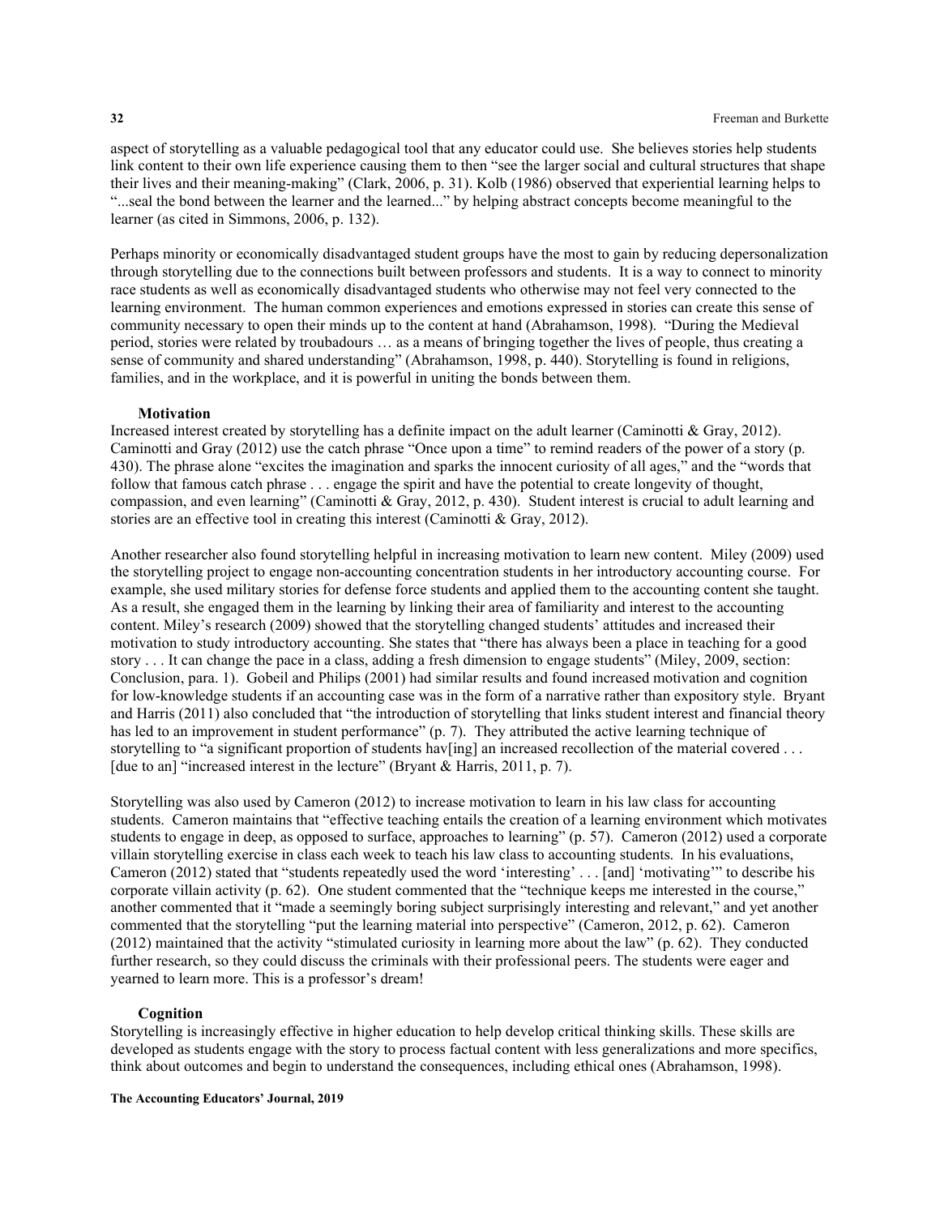aspect of storytelling as a valuable pedagogical tool that any educator could use. She believes stories help students link content to their own life experience causing them to then "see the larger social and cultural structures that shape their lives and their meaning-making" (Clark, 2006, p. 31). Kolb (1986) observed that experiential learning helps to "...seal the bond between the learner and the learned..." by helping abstract concepts become meaningful to the learner (as cited in Simmons, 2006, p. 132).

Perhaps minority or economically disadvantaged student groups have the most to gain by reducing depersonalization through storytelling due to the connections built between professors and students. It is a way to connect to minority race students as well as economically disadvantaged students who otherwise may not feel very connected to the learning environment. The human common experiences and emotions expressed in stories can create this sense of community necessary to open their minds up to the content at hand (Abrahamson, 1998). "During the Medieval period, stories were related by troubadours … as a means of bringing together the lives of people, thus creating a sense of community and shared understanding" (Abrahamson, 1998, p. 440). Storytelling is found in religions, families, and in the workplace, and it is powerful in uniting the bonds between them.

### Motivation

Increased interest created by storytelling has a definite impact on the adult learner (Caminotti & Gray, 2012). Caminotti and Gray (2012) use the catch phrase "Once upon a time" to remind readers of the power of a story (p. 430). The phrase alone "excites the imagination and sparks the innocent curiosity of all ages," and the "words that follow that famous catch phrase . . . engage the spirit and have the potential to create longevity of thought, compassion, and even learning" (Caminotti & Gray, 2012, p. 430). Student interest is crucial to adult learning and stories are an effective tool in creating this interest (Caminotti & Gray, 2012).

Another researcher also found storytelling helpful in increasing motivation to learn new content. Miley (2009) used the storytelling project to engage non-accounting concentration students in her introductory accounting course. For example, she used military stories for defense force students and applied them to the accounting content she taught. As a result, she engaged them in the learning by linking their area of familiarity and interest to the accounting content. Miley's research (2009) showed that the storytelling changed students' attitudes and increased their motivation to study introductory accounting. She states that "there has always been a place in teaching for a good story . . . It can change the pace in a class, adding a fresh dimension to engage students" (Miley, 2009, section: Conclusion, para. 1). Gobeil and Philips (2001) had similar results and found increased motivation and cognition for low-knowledge students if an accounting case was in the form of a narrative rather than expository style. Bryant and Harris (2011) also concluded that "the introduction of storytelling that links student interest and financial theory has led to an improvement in student performance" (p. 7). They attributed the active learning technique of storytelling to "a significant proportion of students hav[ing] an increased recollection of the material covered . . . [due to an] "increased interest in the lecture" (Bryant & Harris, 2011, p. 7).

Storytelling was also used by Cameron (2012) to increase motivation to learn in his law class for accounting students. Cameron maintains that "effective teaching entails the creation of a learning environment which motivates students to engage in deep, as opposed to surface, approaches to learning" (p. 57). Cameron (2012) used a corporate villain storytelling exercise in class each week to teach his law class to accounting students. In his evaluations, Cameron (2012) stated that "students repeatedly used the word 'interesting' . . . [and] 'motivating'" to describe his corporate villain activity (p. 62). One student commented that the "technique keeps me interested in the course," another commented that it "made a seemingly boring subject surprisingly interesting and relevant," and yet another commented that the storytelling "put the learning material into perspective" (Cameron, 2012, p. 62). Cameron (2012) maintained that the activity "stimulated curiosity in learning more about the law" (p. 62). They conducted further research, so they could discuss the criminals with their professional peers. The students were eager and yearned to learn more. This is a professor's dream!

### Cognition

Storytelling is increasingly effective in higher education to help develop critical thinking skills. These skills are developed as students engage with the story to process factual content with less generalizations and more specifics, think about outcomes and begin to understand the consequences, including ethical ones (Abrahamson, 1998).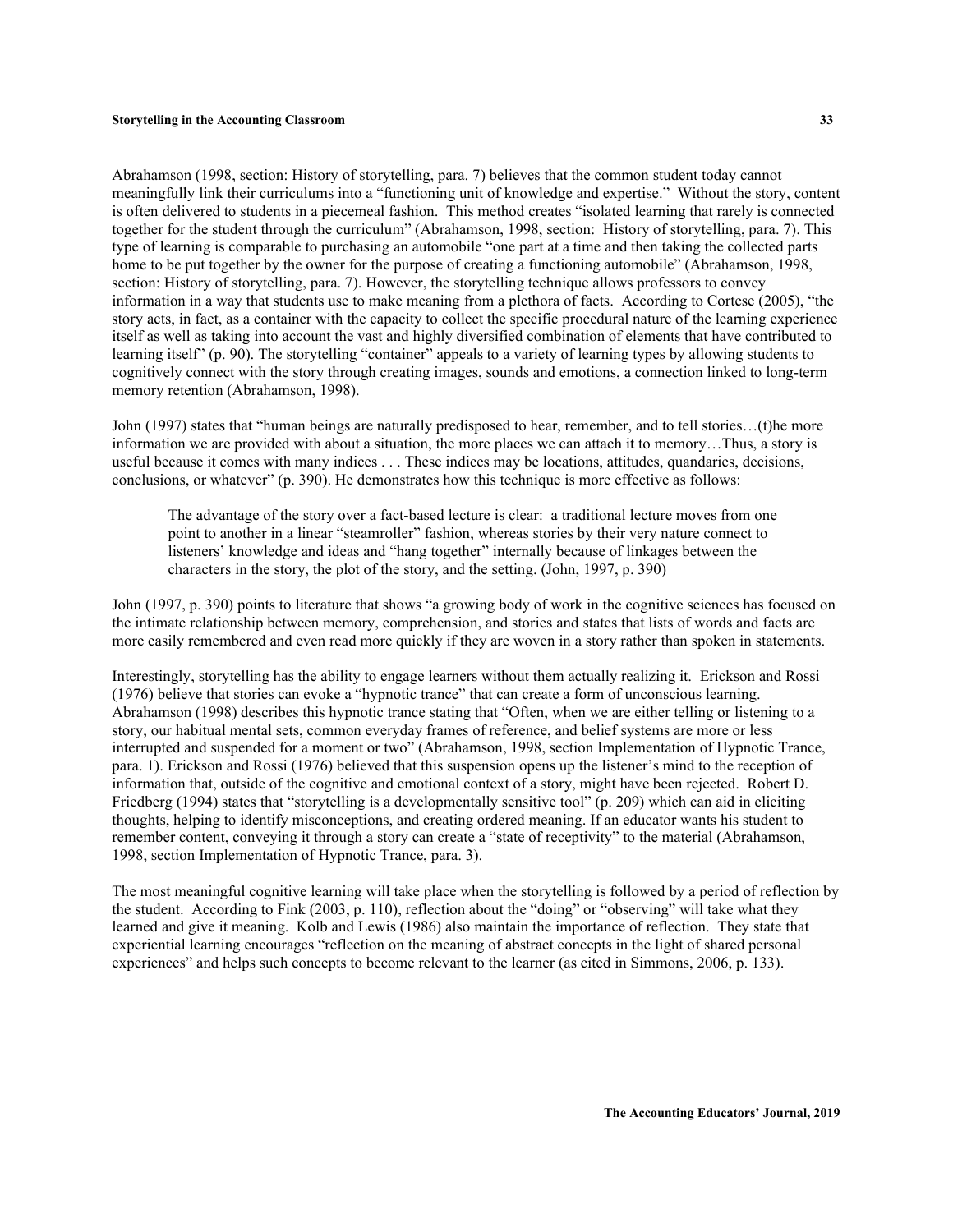Abrahamson (1998, section: History of storytelling, para. 7) believes that the common student today cannot meaningfully link their curriculums into a "functioning unit of knowledge and expertise." Without the story, content is often delivered to students in a piecemeal fashion. This method creates "isolated learning that rarely is connected together for the student through the curriculum" (Abrahamson, 1998, section: History of storytelling, para. 7). This type of learning is comparable to purchasing an automobile "one part at a time and then taking the collected parts home to be put together by the owner for the purpose of creating a functioning automobile" (Abrahamson, 1998, section: History of storytelling, para. 7). However, the storytelling technique allows professors to convey information in a way that students use to make meaning from a plethora of facts. According to Cortese (2005), "the story acts, in fact, as a container with the capacity to collect the specific procedural nature of the learning experience itself as well as taking into account the vast and highly diversified combination of elements that have contributed to learning itself" (p. 90). The storytelling "container" appeals to a variety of learning types by allowing students to cognitively connect with the story through creating images, sounds and emotions, a connection linked to long-term memory retention (Abrahamson, 1998).

John (1997) states that "human beings are naturally predisposed to hear, remember, and to tell stories…(t)he more information we are provided with about a situation, the more places we can attach it to memory…Thus, a story is useful because it comes with many indices . . . These indices may be locations, attitudes, quandaries, decisions, conclusions, or whatever" (p. 390). He demonstrates how this technique is more effective as follows:

> The advantage of the story over a fact-based lecture is clear: a traditional lecture moves from one point to another in a linear "steamroller" fashion, whereas stories by their very nature connect to listeners' knowledge and ideas and "hang together" internally because of linkages between the characters in the story, the plot of the story, and the setting. (John, 1997, p. 390)

John (1997, p. 390) points to literature that shows "a growing body of work in the cognitive sciences has focused on the intimate relationship between memory, comprehension, and stories and states that lists of words and facts are more easily remembered and even read more quickly if they are woven in a story rather than spoken in statements.

Interestingly, storytelling has the ability to engage learners without them actually realizing it. Erickson and Rossi (1976) believe that stories can evoke a "hypnotic trance" that can create a form of unconscious learning. Abrahamson (1998) describes this hypnotic trance stating that "Often, when we are either telling or listening to a story, our habitual mental sets, common everyday frames of reference, and belief systems are more or less interrupted and suspended for a moment or two" (Abrahamson, 1998, section Implementation of Hypnotic Trance, para. 1). Erickson and Rossi (1976) believed that this suspension opens up the listener's mind to the reception of information that, outside of the cognitive and emotional context of a story, might have been rejected. Robert D. Friedberg (1994) states that "storytelling is a developmentally sensitive tool" (p. 209) which can aid in eliciting thoughts, helping to identify misconceptions, and creating ordered meaning. If an educator wants his student to remember content, conveying it through a story can create a "state of receptivity" to the material (Abrahamson, 1998, section Implementation of Hypnotic Trance, para. 3).

The most meaningful cognitive learning will take place when the storytelling is followed by a period of reflection by the student. According to Fink (2003, p. 110), reflection about the "doing" or "observing" will take what they learned and give it meaning. Kolb and Lewis (1986) also maintain the importance of reflection. They state that experiential learning encourages "reflection on the meaning of abstract concepts in the light of shared personal experiences" and helps such concepts to become relevant to the learner (as cited in Simmons, 2006, p. 133).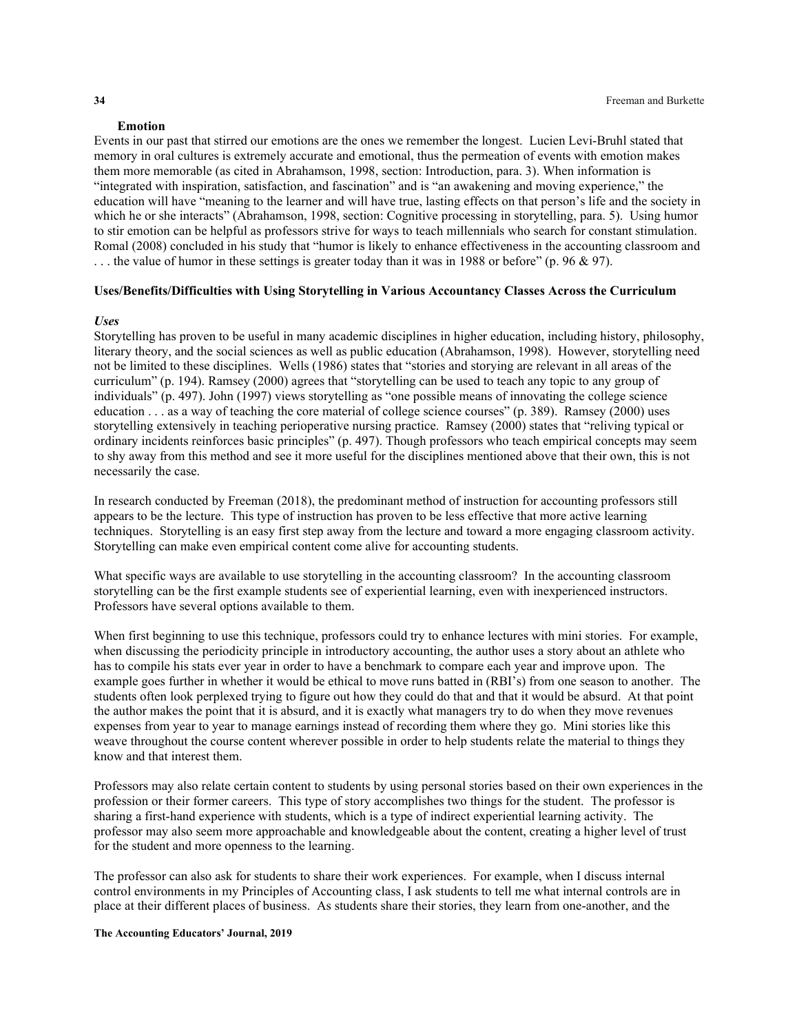**Emotion**

Events in our past that stirred our emotions are the ones we remember the longest. Lucien Levi-Bruhl stated that memory in oral cultures is extremely accurate and emotional, thus the permeation of events with emotion makes them more memorable (as cited in Abrahamson, 1998, section: Introduction, para. 3). When information is "integrated with inspiration, satisfaction, and fascination" and is "an awakening and moving experience," the education will have "meaning to the learner and will have true, lasting effects on that person's life and the society in which he or she interacts" (Abrahamson, 1998, section: Cognitive processing in storytelling, para. 5). Using humor to stir emotion can be helpful as professors strive for ways to teach millennials who search for constant stimulation. Romal (2008) concluded in his study that "humor is likely to enhance effectiveness in the accounting classroom and . . . the value of humor in these settings is greater today than it was in 1988 or before" (p. 96 & 97).

**Uses/Benefits/Difficulties with Using Storytelling in Various Accountancy Classes Across the Curriculum**

***Uses***

Storytelling has proven to be useful in many academic disciplines in higher education, including history, philosophy, literary theory, and the social sciences as well as public education (Abrahamson, 1998). However, storytelling need not be limited to these disciplines. Wells (1986) states that "stories and storying are relevant in all areas of the curriculum" (p. 194). Ramsey (2000) agrees that "storytelling can be used to teach any topic to any group of individuals" (p. 497). John (1997) views storytelling as "one possible means of innovating the college science education . . . as a way of teaching the core material of college science courses" (p. 389). Ramsey (2000) uses storytelling extensively in teaching perioperative nursing practice. Ramsey (2000) states that "reliving typical or ordinary incidents reinforces basic principles" (p. 497). Though professors who teach empirical concepts may seem to shy away from this method and see it more useful for the disciplines mentioned above that their own, this is not necessarily the case.

In research conducted by Freeman (2018), the predominant method of instruction for accounting professors still appears to be the lecture. This type of instruction has proven to be less effective that more active learning techniques. Storytelling is an easy first step away from the lecture and toward a more engaging classroom activity. Storytelling can make even empirical content come alive for accounting students.

What specific ways are available to use storytelling in the accounting classroom? In the accounting classroom storytelling can be the first example students see of experiential learning, even with inexperienced instructors. Professors have several options available to them.

When first beginning to use this technique, professors could try to enhance lectures with mini stories. For example, when discussing the periodicity principle in introductory accounting, the author uses a story about an athlete who has to compile his stats ever year in order to have a benchmark to compare each year and improve upon. The example goes further in whether it would be ethical to move runs batted in (RBI's) from one season to another. The students often look perplexed trying to figure out how they could do that and that it would be absurd. At that point the author makes the point that it is absurd, and it is exactly what managers try to do when they move revenues expenses from year to year to manage earnings instead of recording them where they go. Mini stories like this weave throughout the course content wherever possible in order to help students relate the material to things they know and that interest them.

Professors may also relate certain content to students by using personal stories based on their own experiences in the profession or their former careers. This type of story accomplishes two things for the student. The professor is sharing a first-hand experience with students, which is a type of indirect experiential learning activity. The professor may also seem more approachable and knowledgeable about the content, creating a higher level of trust for the student and more openness to the learning.

The professor can also ask for students to share their work experiences. For example, when I discuss internal control environments in my Principles of Accounting class, I ask students to tell me what internal controls are in place at their different places of business. As students share their stories, they learn from one-another, and the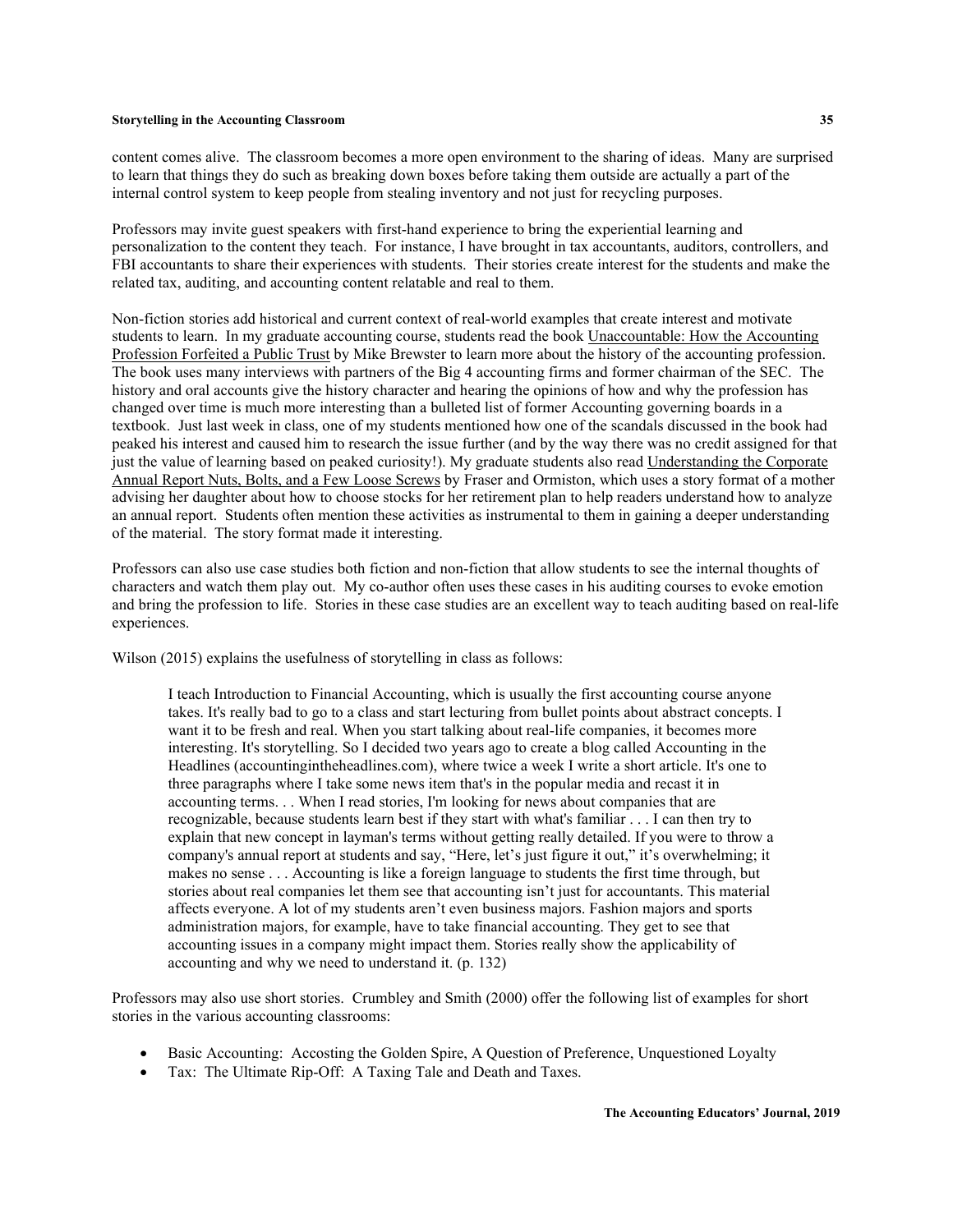content comes alive. The classroom becomes a more open environment to the sharing of ideas. Many are surprised to learn that things they do such as breaking down boxes before taking them outside are actually a part of the internal control system to keep people from stealing inventory and not just for recycling purposes.

Professors may invite guest speakers with first-hand experience to bring the experiential learning and personalization to the content they teach. For instance, I have brought in tax accountants, auditors, controllers, and FBI accountants to share their experiences with students. Their stories create interest for the students and make the related tax, auditing, and accounting content relatable and real to them.

Non-fiction stories add historical and current context of real-world examples that create interest and motivate students to learn. In my graduate accounting course, students read the book <u>Unaccountable: How the Accounting Profession Forfeited a Public Trust</u> by Mike Brewster to learn more about the history of the accounting profession. The book uses many interviews with partners of the Big 4 accounting firms and former chairman of the SEC. The history and oral accounts give the history character and hearing the opinions of how and why the profession has changed over time is much more interesting than a bulleted list of former Accounting governing boards in a textbook. Just last week in class, one of my students mentioned how one of the scandals discussed in the book had peaked his interest and caused him to research the issue further (and by the way there was no credit assigned for that just the value of learning based on peaked curiosity!). My graduate students also read <u>Understanding the Corporate Annual Report Nuts, Bolts, and a Few Loose Screws</u> by Fraser and Ormiston, which uses a story format of a mother advising her daughter about how to choose stocks for her retirement plan to help readers understand how to analyze an annual report. Students often mention these activities as instrumental to them in gaining a deeper understanding of the material. The story format made it interesting.

Professors can also use case studies both fiction and non-fiction that allow students to see the internal thoughts of characters and watch them play out. My co-author often uses these cases in his auditing courses to evoke emotion and bring the profession to life. Stories in these case studies are an excellent way to teach auditing based on real-life experiences.

Wilson (2015) explains the usefulness of storytelling in class as follows:

> I teach Introduction to Financial Accounting, which is usually the first accounting course anyone takes. It's really bad to go to a class and start lecturing from bullet points about abstract concepts. I want it to be fresh and real. When you start talking about real-life companies, it becomes more interesting. It's storytelling. So I decided two years ago to create a blog called Accounting in the Headlines (accountingintheheadlines.com), where twice a week I write a short article. It's one to three paragraphs where I take some news item that's in the popular media and recast it in accounting terms. . . When I read stories, I'm looking for news about companies that are recognizable, because students learn best if they start with what's familiar . . . I can then try to explain that new concept in layman's terms without getting really detailed. If you were to throw a company's annual report at students and say, "Here, let's just figure it out," it's overwhelming; it makes no sense . . . Accounting is like a foreign language to students the first time through, but stories about real companies let them see that accounting isn't just for accountants. This material affects everyone. A lot of my students aren't even business majors. Fashion majors and sports administration majors, for example, have to take financial accounting. They get to see that accounting issues in a company might impact them. Stories really show the applicability of accounting and why we need to understand it. (p. 132)

Professors may also use short stories. Crumbley and Smith (2000) offer the following list of examples for short stories in the various accounting classrooms:

- Basic Accounting: Accosting the Golden Spire, A Question of Preference, Unquestioned Loyalty
- Tax: The Ultimate Rip-Off: A Taxing Tale and Death and Taxes.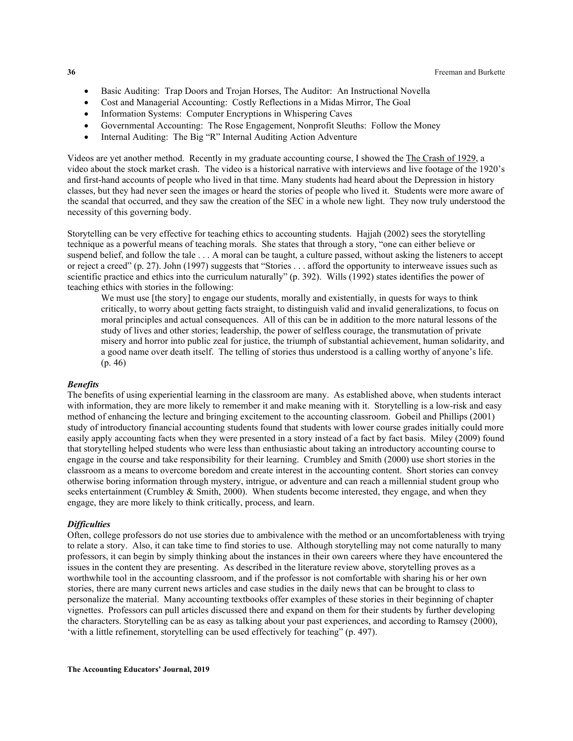- Basic Auditing: Trap Doors and Trojan Horses, The Auditor: An Instructional Novella
- Cost and Managerial Accounting: Costly Reflections in a Midas Mirror, The Goal
- Information Systems: Computer Encryptions in Whispering Caves
- Governmental Accounting: The Rose Engagement, Nonprofit Sleuths: Follow the Money
- Internal Auditing: The Big "R" Internal Auditing Action Adventure

Videos are yet another method. Recently in my graduate accounting course, I showed the The Crash of 1929, a video about the stock market crash. The video is a historical narrative with interviews and live footage of the 1920's and first-hand accounts of people who lived in that time. Many students had heard about the Depression in history classes, but they had never seen the images or heard the stories of people who lived it. Students were more aware of the scandal that occurred, and they saw the creation of the SEC in a whole new light. They now truly understood the necessity of this governing body.

Storytelling can be very effective for teaching ethics to accounting students. Hajjah (2002) sees the storytelling technique as a powerful means of teaching morals. She states that through a story, "one can either believe or suspend belief, and follow the tale . . . A moral can be taught, a culture passed, without asking the listeners to accept or reject a creed" (p. 27). John (1997) suggests that "Stories . . . afford the opportunity to interweave issues such as scientific practice and ethics into the curriculum naturally" (p. 392). Wills (1992) states identifies the power of teaching ethics with stories in the following:

> We must use [the story] to engage our students, morally and existentially, in quests for ways to think critically, to worry about getting facts straight, to distinguish valid and invalid generalizations, to focus on moral principles and actual consequences. All of this can be in addition to the more natural lessons of the study of lives and other stories; leadership, the power of selfless courage, the transmutation of private misery and horror into public zeal for justice, the triumph of substantial achievement, human solidarity, and a good name over death itself. The telling of stories thus understood is a calling worthy of anyone's life. (p. 46)

### *Benefits*

The benefits of using experiential learning in the classroom are many. As established above, when students interact with information, they are more likely to remember it and make meaning with it. Storytelling is a low-risk and easy method of enhancing the lecture and bringing excitement to the accounting classroom. Gobeil and Phillips (2001) study of introductory financial accounting students found that students with lower course grades initially could more easily apply accounting facts when they were presented in a story instead of a fact by fact basis. Miley (2009) found that storytelling helped students who were less than enthusiastic about taking an introductory accounting course to engage in the course and take responsibility for their learning. Crumbley and Smith (2000) use short stories in the classroom as a means to overcome boredom and create interest in the accounting content. Short stories can convey otherwise boring information through mystery, intrigue, or adventure and can reach a millennial student group who seeks entertainment (Crumbley & Smith, 2000). When students become interested, they engage, and when they engage, they are more likely to think critically, process, and learn.

### *Difficulties*

Often, college professors do not use stories due to ambivalence with the method or an uncomfortableness with trying to relate a story. Also, it can take time to find stories to use. Although storytelling may not come naturally to many professors, it can begin by simply thinking about the instances in their own careers where they have encountered the issues in the content they are presenting. As described in the literature review above, storytelling proves as a worthwhile tool in the accounting classroom, and if the professor is not comfortable with sharing his or her own stories, there are many current news articles and case studies in the daily news that can be brought to class to personalize the material. Many accounting textbooks offer examples of these stories in their beginning of chapter vignettes. Professors can pull articles discussed there and expand on them for their students by further developing the characters. Storytelling can be as easy as talking about your past experiences, and according to Ramsey (2000), 'with a little refinement, storytelling can be used effectively for teaching" (p. 497).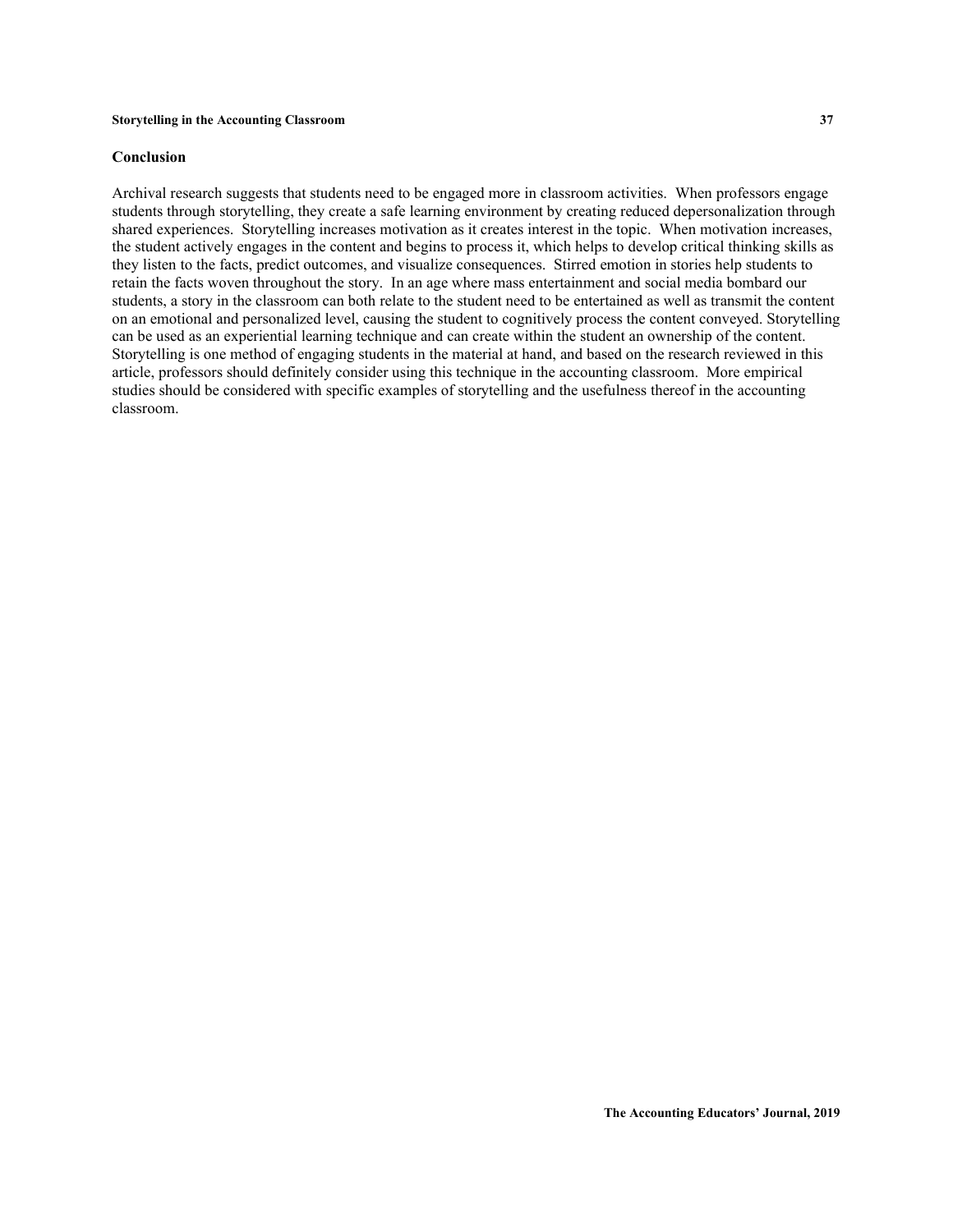## Conclusion

Archival research suggests that students need to be engaged more in classroom activities. When professors engage students through storytelling, they create a safe learning environment by creating reduced depersonalization through shared experiences. Storytelling increases motivation as it creates interest in the topic. When motivation increases, the student actively engages in the content and begins to process it, which helps to develop critical thinking skills as they listen to the facts, predict outcomes, and visualize consequences. Stirred emotion in stories help students to retain the facts woven throughout the story. In an age where mass entertainment and social media bombard our students, a story in the classroom can both relate to the student need to be entertained as well as transmit the content on an emotional and personalized level, causing the student to cognitively process the content conveyed. Storytelling can be used as an experiential learning technique and can create within the student an ownership of the content. Storytelling is one method of engaging students in the material at hand, and based on the research reviewed in this article, professors should definitely consider using this technique in the accounting classroom. More empirical studies should be considered with specific examples of storytelling and the usefulness thereof in the accounting classroom.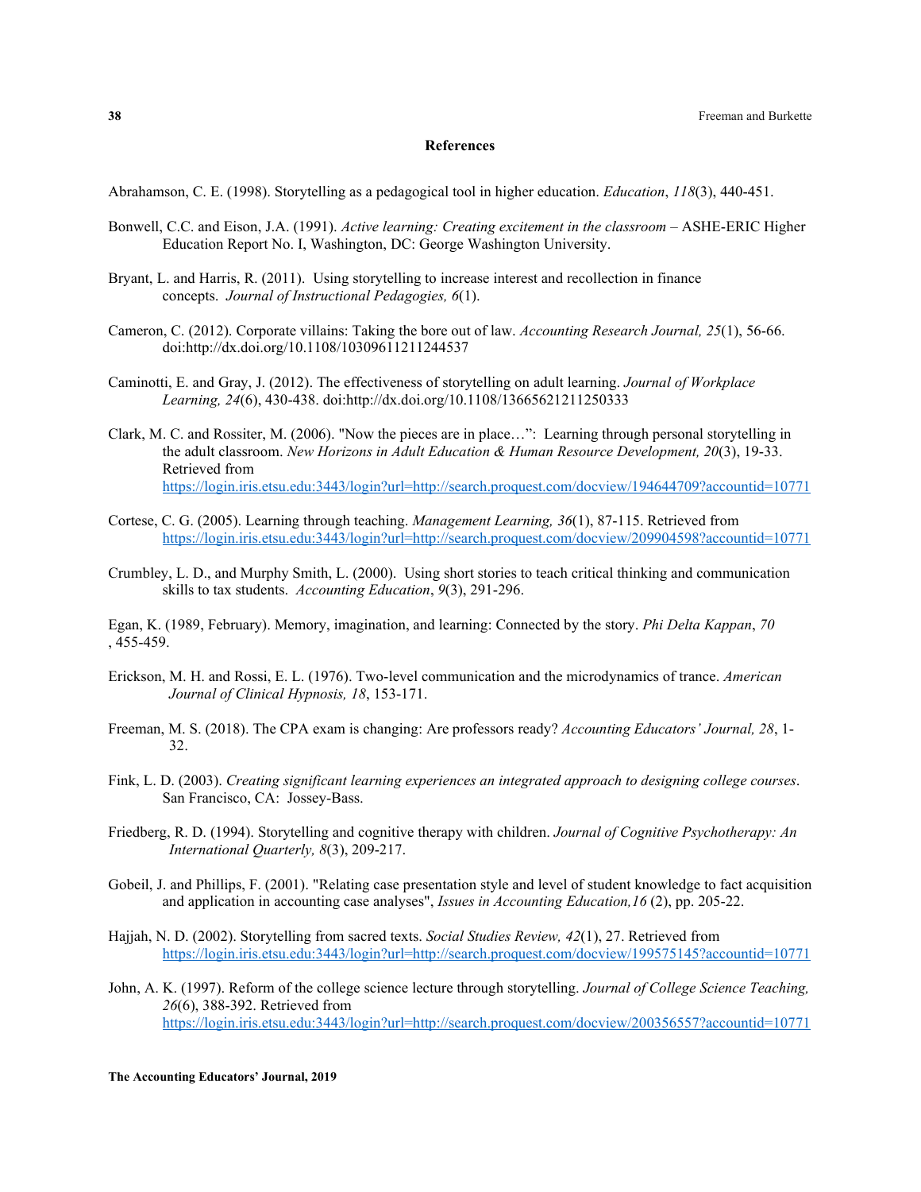## References

Abrahamson, C. E. (1998). Storytelling as a pedagogical tool in higher education. *Education*, *118*(3), 440-451.

Bonwell, C.C. and Eison, J.A. (1991). *Active learning: Creating excitement in the classroom* – ASHE-ERIC Higher Education Report No. I, Washington, DC: George Washington University.

Bryant, L. and Harris, R. (2011). Using storytelling to increase interest and recollection in finance concepts. *Journal of Instructional Pedagogies, 6*(1).

Cameron, C. (2012). Corporate villains: Taking the bore out of law. *Accounting Research Journal, 25*(1), 56-66. doi:http://dx.doi.org/10.1108/10309611211244537

Caminotti, E. and Gray, J. (2012). The effectiveness of storytelling on adult learning. *Journal of Workplace Learning, 24*(6), 430-438. doi:http://dx.doi.org/10.1108/13665621211250333

Clark, M. C. and Rossiter, M. (2006). "Now the pieces are in place…": Learning through personal storytelling in the adult classroom. *New Horizons in Adult Education & Human Resource Development, 20*(3), 19-33. Retrieved from https://login.iris.etsu.edu:3443/login?url=http://search.proquest.com/docview/194644709?accountid=10771

Cortese, C. G. (2005). Learning through teaching. *Management Learning, 36*(1), 87-115. Retrieved from https://login.iris.etsu.edu:3443/login?url=http://search.proquest.com/docview/209904598?accountid=10771

Crumbley, L. D., and Murphy Smith, L. (2000). Using short stories to teach critical thinking and communication skills to tax students. *Accounting Education*, *9*(3), 291-296.

Egan, K. (1989, February). Memory, imagination, and learning: Connected by the story. *Phi Delta Kappan*, *70*, 455-459.

Erickson, M. H. and Rossi, E. L. (1976). Two-level communication and the microdynamics of trance. *American Journal of Clinical Hypnosis, 18*, 153-171.

Freeman, M. S. (2018). The CPA exam is changing: Are professors ready? *Accounting Educators' Journal, 28*, 1-32.

Fink, L. D. (2003). *Creating significant learning experiences an integrated approach to designing college courses*. San Francisco, CA: Jossey-Bass.

Friedberg, R. D. (1994). Storytelling and cognitive therapy with children. *Journal of Cognitive Psychotherapy: An International Quarterly, 8*(3), 209-217.

Gobeil, J. and Phillips, F. (2001). "Relating case presentation style and level of student knowledge to fact acquisition and application in accounting case analyses", *Issues in Accounting Education,16* (2), pp. 205-22.

Hajjah, N. D. (2002). Storytelling from sacred texts. *Social Studies Review, 42*(1), 27. Retrieved from https://login.iris.etsu.edu:3443/login?url=http://search.proquest.com/docview/199575145?accountid=10771

John, A. K. (1997). Reform of the college science lecture through storytelling. *Journal of College Science Teaching, 26*(6), 388-392. Retrieved from https://login.iris.etsu.edu:3443/login?url=http://search.proquest.com/docview/200356557?accountid=10771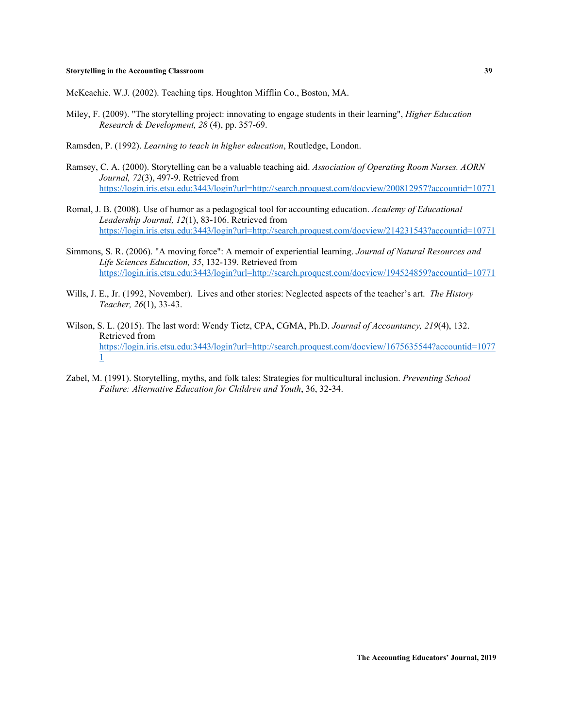McKeachie. W.J. (2002). Teaching tips. Houghton Mifflin Co., Boston, MA.

Miley, F. (2009). "The storytelling project: innovating to engage students in their learning", *Higher Education Research & Development, 28* (4), pp. 357-69.

Ramsden, P. (1992). *Learning to teach in higher education*, Routledge, London.

Ramsey, C. A. (2000). Storytelling can be a valuable teaching aid. *Association of Operating Room Nurses. AORN Journal, 72*(3), 497-9. Retrieved from https://login.iris.etsu.edu:3443/login?url=http://search.proquest.com/docview/200812957?accountid=10771

Romal, J. B. (2008). Use of humor as a pedagogical tool for accounting education. *Academy of Educational Leadership Journal, 12*(1), 83-106. Retrieved from https://login.iris.etsu.edu:3443/login?url=http://search.proquest.com/docview/214231543?accountid=10771

Simmons, S. R. (2006). "A moving force": A memoir of experiential learning. *Journal of Natural Resources and Life Sciences Education, 35*, 132-139. Retrieved from https://login.iris.etsu.edu:3443/login?url=http://search.proquest.com/docview/194524859?accountid=10771

Wills, J. E., Jr. (1992, November). Lives and other stories: Neglected aspects of the teacher's art. *The History Teacher, 26*(1), 33-43.

Wilson, S. L. (2015). The last word: Wendy Tietz, CPA, CGMA, Ph.D. *Journal of Accountancy, 219*(4), 132. Retrieved from https://login.iris.etsu.edu:3443/login?url=http://search.proquest.com/docview/1675635544?accountid=10771

Zabel, M. (1991). Storytelling, myths, and folk tales: Strategies for multicultural inclusion. *Preventing School Failure: Alternative Education for Children and Youth*, 36, 32-34.